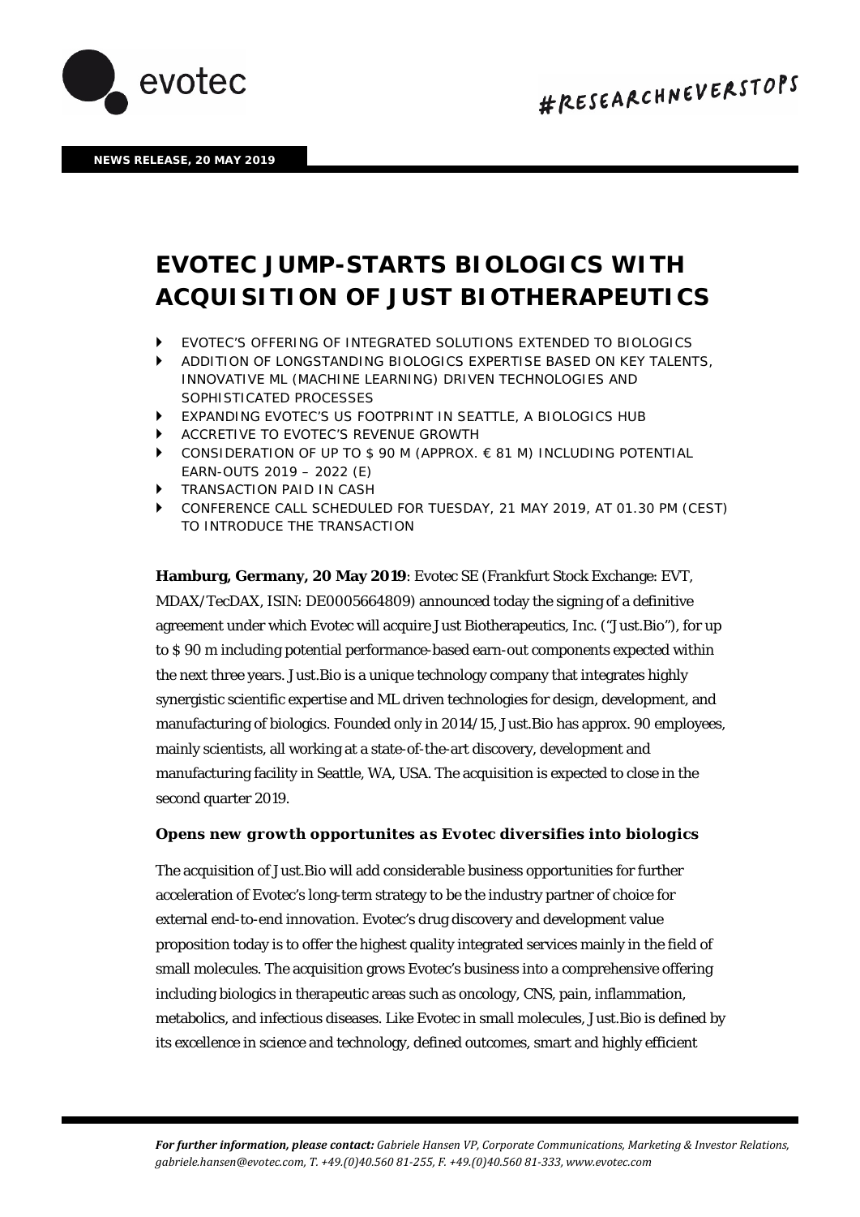NEWS RELEASE, 20 MAY 2019

# EVOTEC JUMP-STARTS BIOLOGICS WITH ACQUISITION OF JUST BIOTHERAPEUTICS

- EVOTEC'S OFFERING OF INTEGRATED SOLUTIONS EXTENDED TO BIOLOGICS
- ADDITION OF LONGSTANDING BIOLOGICS EXPERTISE BASED ON KEY TALENTS, INNOVATIVE ML (MACHINE LEARNING) DRIVEN TECHNOLOGIES AND SOPHISTICATED PROCESSES
- EXPANDING EVOTEC'S US FOOTPRINT IN SEATTLE, A BIOLOGICS HUB
- ACCRETIVE TO EVOTEC'S REVENUE GROWTH
- CONSIDERATION OF UP TO $ 90 M (APPROX. € 81 M) INCLUDING POTENTIAL EARN-OUTS 2019 – 2022 (E)
- TRANSACTION PAID IN CASH
- CONFERENCE CALL SCHEDULED FOR TUESDAY, 21 MAY 2019, AT 01.30 PM (CEST) TO INTRODUCE THE TRANSACTION

**Hamburg, Germany, 20 May 2019**: Evotec SE (Frankfurt Stock Exchange: EVT, MDAX/TecDAX, ISIN: DE0005664809) announced today the signing of a definitive agreement under which Evotec will acquire Just Biotherapeutics, Inc. ("Just.Bio"), for up to $ 90 m including potential performance-based earn-out components expected within the next three years. Just.Bio is a unique technology company that integrates highly synergistic scientific expertise and ML driven technologies for design, development, and manufacturing of biologics. Founded only in 2014/15, Just.Bio has approx. 90 employees, mainly scientists, all working at a state-of-the-art discovery, development and manufacturing facility in Seattle, WA, USA. The acquisition is expected to close in the second quarter 2019.

### Opens new growth opportunites as Evotec diversifies into biologics

The acquisition of Just.Bio will add considerable business opportunities for further acceleration of Evotec's long-term strategy to be the industry partner of choice for external end-to-end innovation. Evotec's drug discovery and development value proposition today is to offer the highest quality integrated services mainly in the field of small molecules. The acquisition grows Evotec's business into a comprehensive offering including biologics in therapeutic areas such as oncology, CNS, pain, inflammation, metabolics, and infectious diseases. Like Evotec in small molecules, Just.Bio is defined by its excellence in science and technology, defined outcomes, smart and highly efficient

*For further information, please contact: Gabriele Hansen VP, Corporate Communications, Marketing & Investor Relations, gabriele.hansen@evotec.com, T. +49.(0)40.560 81-255, F. +49.(0)40.560 81-333, www.evotec.com*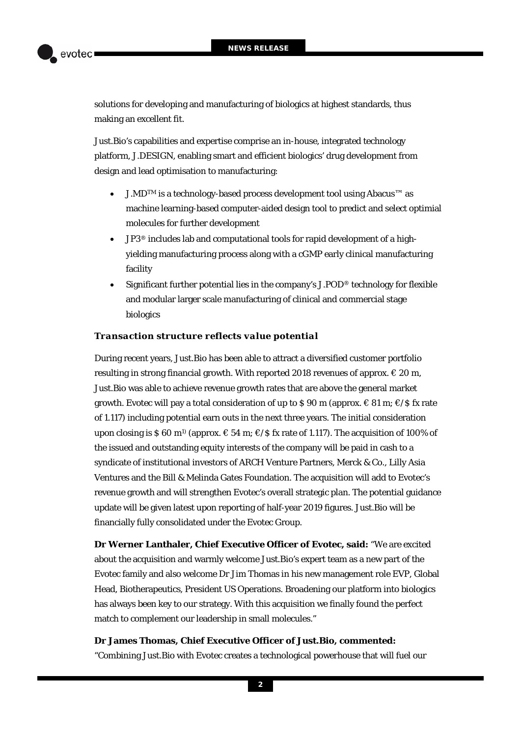solutions for developing and manufacturing of biologics at highest standards, thus making an excellent fit.

Just.Bio's capabilities and expertise comprise an in-house, integrated technology platform, J.DESIGN, enabling smart and efficient biologics' drug development from design and lead optimisation to manufacturing:

- J.MD™ is a technology-based process development tool using Abacus™ as machine learning-based computer-aided design tool to predict and select optimial molecules for further development
- JP3® includes lab and computational tools for rapid development of a high-yielding manufacturing process along with a cGMP early clinical manufacturing facility
- Significant further potential lies in the company's J.POD® technology for flexible and modular larger scale manufacturing of clinical and commercial stage biologics

### *Transaction structure reflects value potential*

During recent years, Just.Bio has been able to attract a diversified customer portfolio resulting in strong financial growth. With reported 2018 revenues of approx. € 20 m, Just.Bio was able to achieve revenue growth rates that are above the general market growth. Evotec will pay a total consideration of up to $ 90 m (approx. € 81 m; €/$ fx rate of 1.117) including potential earn outs in the next three years. The initial consideration upon closing is $ 60 m[1)] (approx. € 54 m; €/$ fx rate of 1.117). The acquisition of 100% of the issued and outstanding equity interests of the company will be paid in cash to a syndicate of institutional investors of ARCH Venture Partners, Merck & Co., Lilly Asia Ventures and the Bill & Melinda Gates Foundation. The acquisition will add to Evotec's revenue growth and will strengthen Evotec's overall strategic plan. The potential guidance update will be given latest upon reporting of half-year 2019 figures. Just.Bio will be financially fully consolidated under the Evotec Group.

**Dr Werner Lanthaler, Chief Executive Officer of Evotec, said:** "We are excited about the acquisition and warmly welcome Just.Bio's expert team as a new part of the Evotec family and also welcome Dr Jim Thomas in his new management role EVP, Global Head, Biotherapeutics, President US Operations. Broadening our platform into biologics has always been key to our strategy. With this acquisition we finally found the perfect match to complement our leadership in small molecules."

**Dr James Thomas, Chief Executive Officer of Just.Bio, commented:** "Combining Just.Bio with Evotec creates a technological powerhouse that will fuel our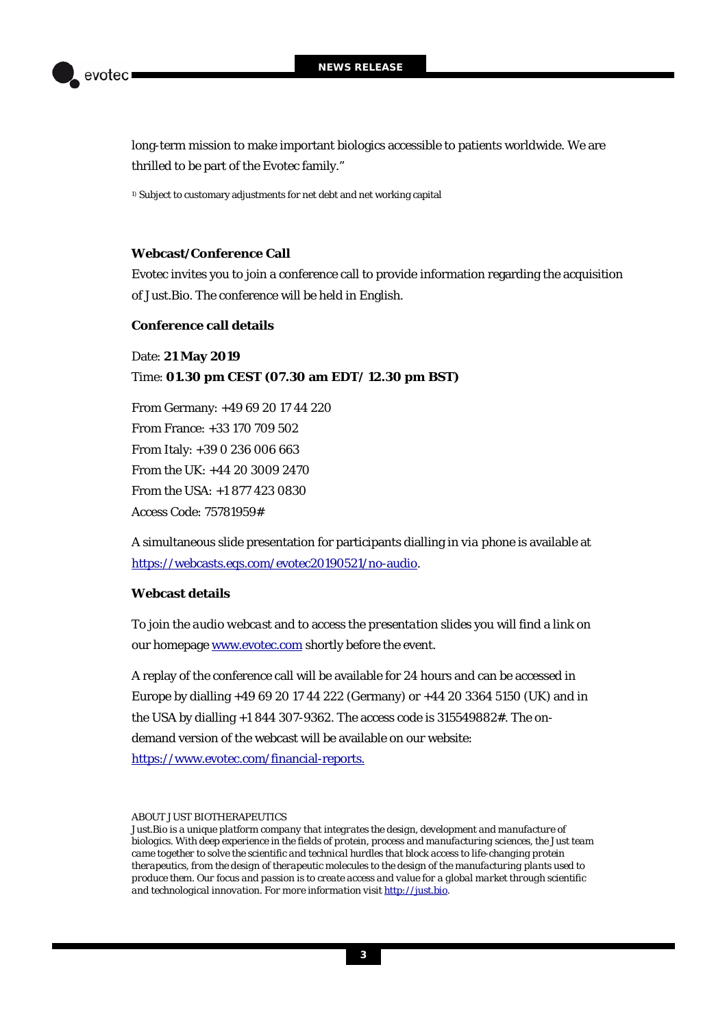long-term mission to make important biologics accessible to patients worldwide. We are thrilled to be part of the Evotec family."

[1)] Subject to customary adjustments for net debt and net working capital

**Webcast/Conference Call**

Evotec invites you to join a conference call to provide information regarding the acquisition of Just.Bio. The conference will be held in English.

**Conference call details**

Date: **21 May 2019**
Time: **01.30 pm CEST (07.30 am EDT/ 12.30 pm BST)**

From Germany: +49 69 20 17 44 220
From France: +33 170 709 502
From Italy: +39 0 236 006 663
From the UK: +44 20 3009 2470
From the USA: +1 877 423 0830
Access Code: 75781959#

A simultaneous slide presentation for participants dialling in via phone is available at https://webcasts.eqs.com/evotec20190521/no-audio.

**Webcast details**

To join the audio webcast and to access the presentation slides you will find a link on our homepage www.evotec.com shortly before the event.

A replay of the conference call will be available for 24 hours and can be accessed in Europe by dialling +49 69 20 17 44 222 (Germany) or +44 20 3364 5150 (UK) and in the USA by dialling +1 844 307-9362. The access code is 315549882#. The on-demand version of the webcast will be available on our website: https://www.evotec.com/financial-reports.

ABOUT JUST BIOTHERAPEUTICS

*Just.Bio is a unique platform company that integrates the design, development and manufacture of biologics. With deep experience in the fields of protein, process and manufacturing sciences, the Just team came together to solve the scientific and technical hurdles that block access to life-changing protein therapeutics, from the design of therapeutic molecules to the design of the manufacturing plants used to produce them. Our focus and passion is to create access and value for a global market through scientific and technological innovation. For more information visit* http://just.bio.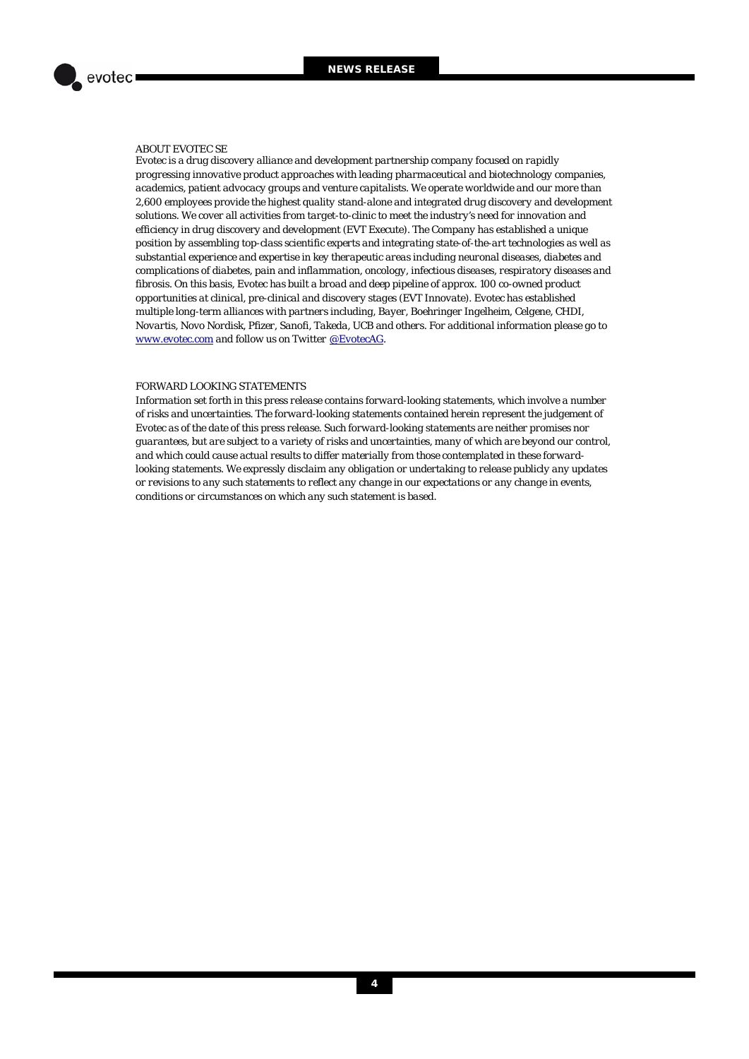ABOUT EVOTEC SE

*Evotec is a drug discovery alliance and development partnership company focused on rapidly progressing innovative product approaches with leading pharmaceutical and biotechnology companies, academics, patient advocacy groups and venture capitalists. We operate worldwide and our more than 2,600 employees provide the highest quality stand-alone and integrated drug discovery and development solutions. We cover all activities from target-to-clinic to meet the industry's need for innovation and efficiency in drug discovery and development (EVT Execute). The Company has established a unique position by assembling top-class scientific experts and integrating state-of-the-art technologies as well as substantial experience and expertise in key therapeutic areas including neuronal diseases, diabetes and complications of diabetes, pain and inflammation, oncology, infectious diseases, respiratory diseases and fibrosis. On this basis, Evotec has built a broad and deep pipeline of approx. 100 co-owned product opportunities at clinical, pre-clinical and discovery stages (EVT Innovate). Evotec has established multiple long-term alliances with partners including, Bayer, Boehringer Ingelheim, Celgene, CHDI, Novartis, Novo Nordisk, Pfizer, Sanofi, Takeda, UCB and others. For additional information please go to [www.evotec.com](http://www.evotec.com) and follow us on Twitter @EvotecAG.*

FORWARD LOOKING STATEMENTS

*Information set forth in this press release contains forward-looking statements, which involve a number of risks and uncertainties. The forward-looking statements contained herein represent the judgement of Evotec as of the date of this press release. Such forward-looking statements are neither promises nor guarantees, but are subject to a variety of risks and uncertainties, many of which are beyond our control, and which could cause actual results to differ materially from those contemplated in these forward-looking statements. We expressly disclaim any obligation or undertaking to release publicly any updates or revisions to any such statements to reflect any change in our expectations or any change in events, conditions or circumstances on which any such statement is based.*